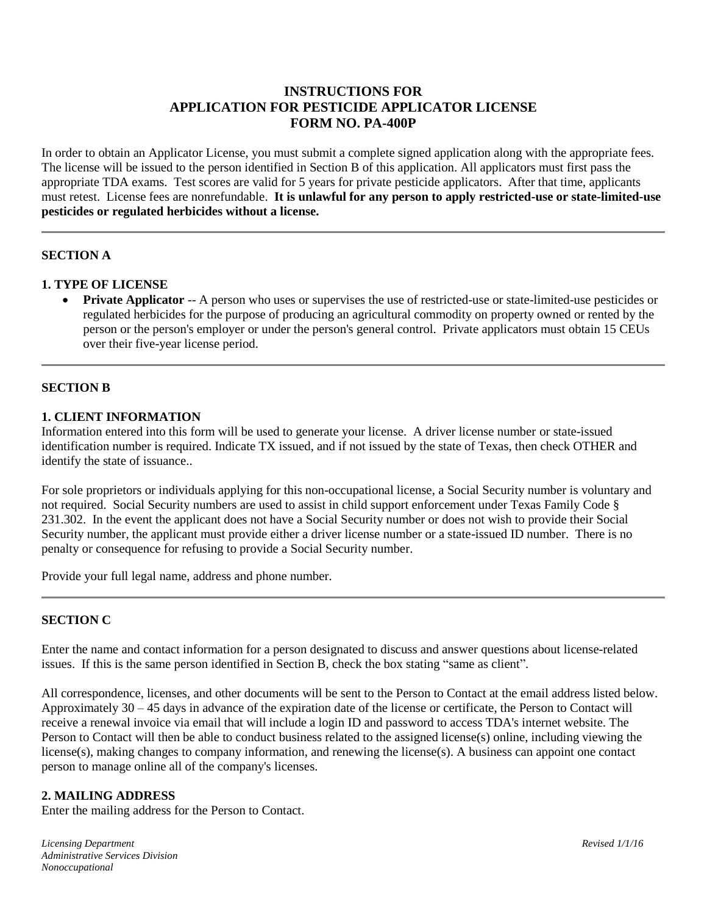# INSTRUCTIONS FOR APPLICATION FOR PESTICIDE APPLICATOR LICENSE FORM NO. PA-400P

In order to obtain an Applicator License, you must submit a complete signed application along with the appropriate fees. The license will be issued to the person identified in Section B of this application. All applicators must first pass the appropriate TDA exams. Test scores are valid for 5 years for private pesticide applicators. After that time, applicants must retest. License fees are nonrefundable. **It is unlawful for any person to apply restricted-use or state-limited-use pesticides or regulated herbicides without a license.**

---

## SECTION A

### 1. TYPE OF LICENSE

- **Private Applicator** -- A person who uses or supervises the use of restricted-use or state-limited-use pesticides or regulated herbicides for the purpose of producing an agricultural commodity on property owned or rented by the person or the person's employer or under the person's general control. Private applicators must obtain 15 CEUs over their five-year license period.

---

## SECTION B

### 1. CLIENT INFORMATION

Information entered into this form will be used to generate your license. A driver license number or state-issued identification number is required. Indicate TX issued, and if not issued by the state of Texas, then check OTHER and identify the state of issuance..

For sole proprietors or individuals applying for this non-occupational license, a Social Security number is voluntary and not required. Social Security numbers are used to assist in child support enforcement under Texas Family Code § 231.302. In the event the applicant does not have a Social Security number or does not wish to provide their Social Security number, the applicant must provide either a driver license number or a state-issued ID number. There is no penalty or consequence for refusing to provide a Social Security number.

Provide your full legal name, address and phone number.

---

## SECTION C

Enter the name and contact information for a person designated to discuss and answer questions about license-related issues. If this is the same person identified in Section B, check the box stating "same as client".

All correspondence, licenses, and other documents will be sent to the Person to Contact at the email address listed below. Approximately 30 – 45 days in advance of the expiration date of the license or certificate, the Person to Contact will receive a renewal invoice via email that will include a login ID and password to access TDA's internet website. The Person to Contact will then be able to conduct business related to the assigned license(s) online, including viewing the license(s), making changes to company information, and renewing the license(s). A business can appoint one contact person to manage online all of the company's licenses.

### 2. MAILING ADDRESS

Enter the mailing address for the Person to Contact.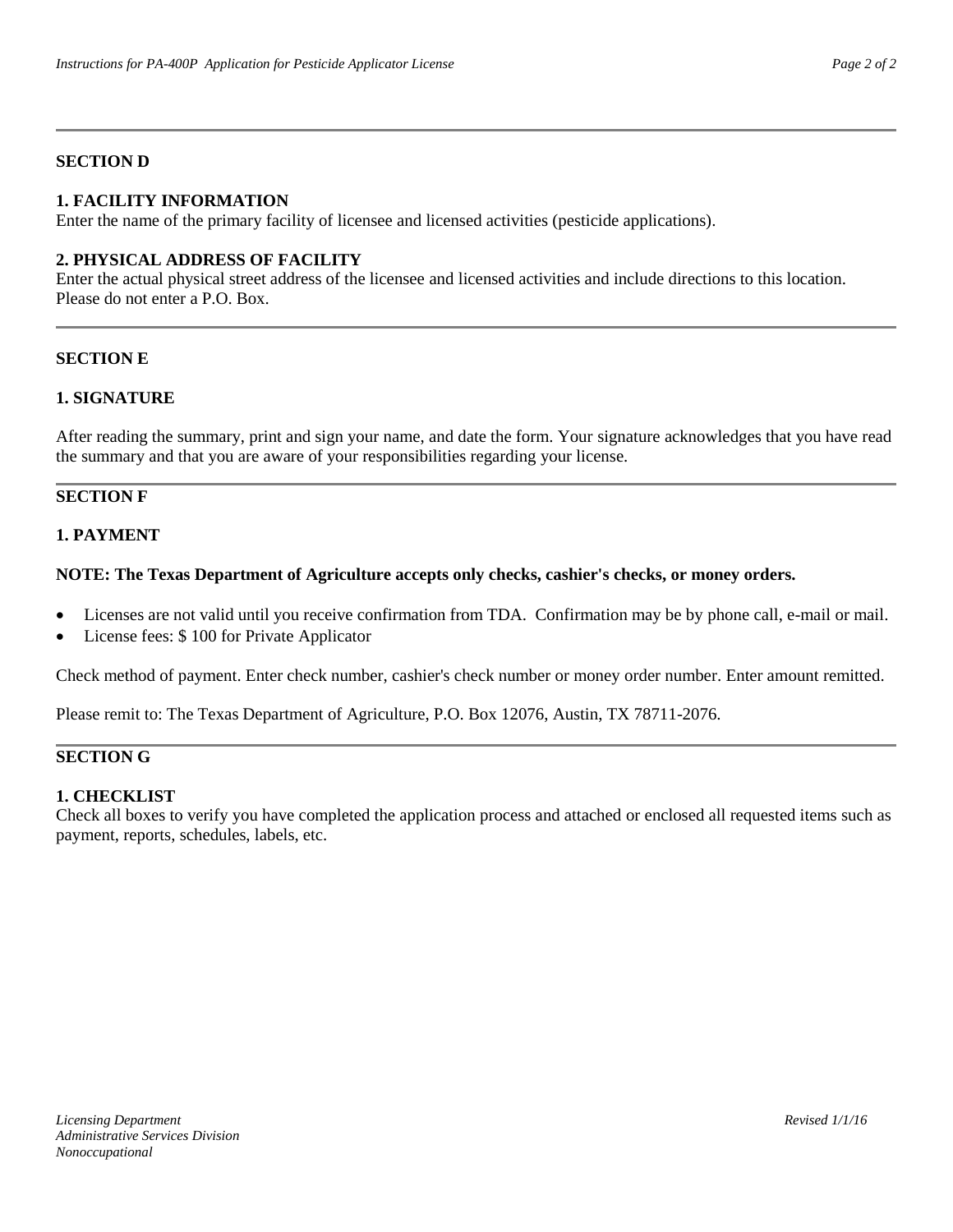## SECTION D

### 1. FACILITY INFORMATION

Enter the name of the primary facility of licensee and licensed activities (pesticide applications).

### 2. PHYSICAL ADDRESS OF FACILITY

Enter the actual physical street address of the licensee and licensed activities and include directions to this location. Please do not enter a P.O. Box.

## SECTION E

### 1. SIGNATURE

After reading the summary, print and sign your name, and date the form. Your signature acknowledges that you have read the summary and that you are aware of your responsibilities regarding your license.

## SECTION F

### 1. PAYMENT

**NOTE: The Texas Department of Agriculture accepts only checks, cashier's checks, or money orders.**

- Licenses are not valid until you receive confirmation from TDA. Confirmation may be by phone call, e-mail or mail.
- License fees: $ 100 for Private Applicator

Check method of payment. Enter check number, cashier's check number or money order number. Enter amount remitted.

Please remit to: The Texas Department of Agriculture, P.O. Box 12076, Austin, TX 78711-2076.

## SECTION G

### 1. CHECKLIST

Check all boxes to verify you have completed the application process and attached or enclosed all requested items such as payment, reports, schedules, labels, etc.